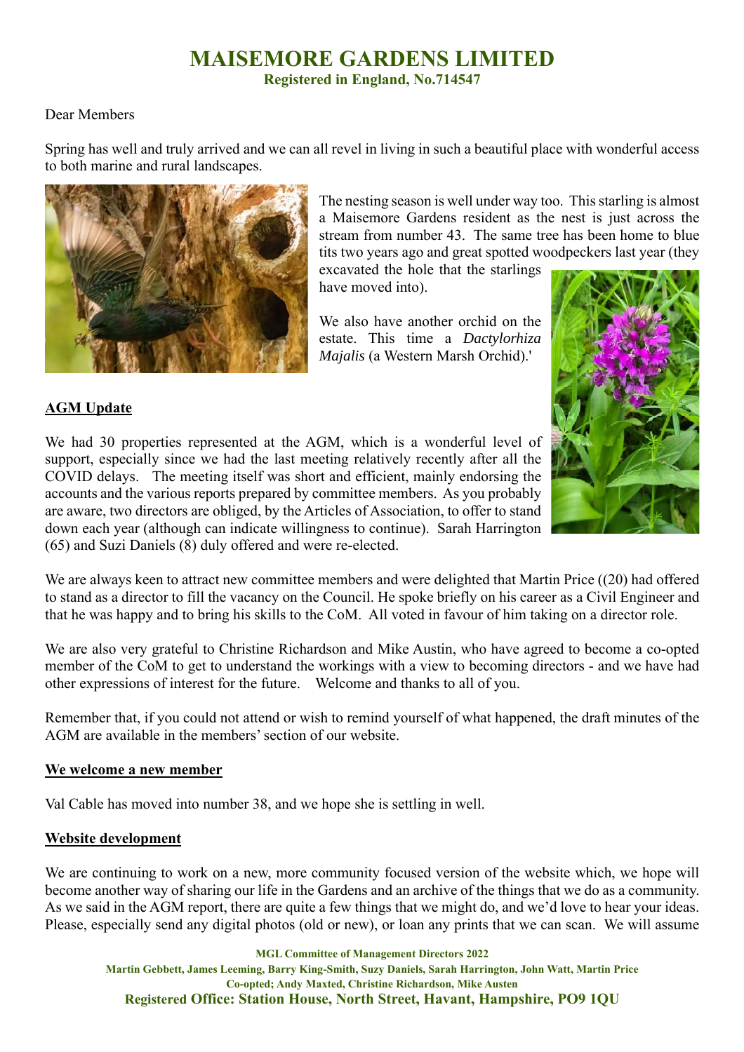# MAISEMORE GARDENS LIMITED

**Registered in England, No.714547**

Dear Members

Spring has well and truly arrived and we can all revel in living in such a beautiful place with wonderful access to both marine and rural landscapes.

The nesting season is well under way too. This starling is almost a Maisemore Gardens resident as the nest is just across the stream from number 43. The same tree has been home to blue tits two years ago and great spotted woodpeckers last year (they excavated the hole that the starlings have moved into).

We also have another orchid on the estate. This time a *Dactylorhiza Majalis* (a Western Marsh Orchid).'

## AGM Update

We had 30 properties represented at the AGM, which is a wonderful level of support, especially since we had the last meeting relatively recently after all the COVID delays. The meeting itself was short and efficient, mainly endorsing the accounts and the various reports prepared by committee members. As you probably are aware, two directors are obliged, by the Articles of Association, to offer to stand down each year (although can indicate willingness to continue). Sarah Harrington (65) and Suzi Daniels (8) duly offered and were re-elected.

We are always keen to attract new committee members and were delighted that Martin Price ((20) had offered to stand as a director to fill the vacancy on the Council. He spoke briefly on his career as a Civil Engineer and that he was happy and to bring his skills to the CoM. All voted in favour of him taking on a director role.

We are also very grateful to Christine Richardson and Mike Austin, who have agreed to become a co-opted member of the CoM to get to understand the workings with a view to becoming directors - and we have had other expressions of interest for the future. Welcome and thanks to all of you.

Remember that, if you could not attend or wish to remind yourself of what happened, the draft minutes of the AGM are available in the members' section of our website.

## We welcome a new member

Val Cable has moved into number 38, and we hope she is settling in well.

## Website development

We are continuing to work on a new, more community focused version of the website which, we hope will become another way of sharing our life in the Gardens and an archive of the things that we do as a community. As we said in the AGM report, there are quite a few things that we might do, and we'd love to hear your ideas. Please, especially send any digital photos (old or new), or loan any prints that we can scan. We will assume

**MGL Committee of Management Directors 2022**
**Martin Gebbett, James Leeming, Barry King-Smith, Suzy Daniels, Sarah Harrington, John Watt, Martin Price**
**Co-opted; Andy Maxted, Christine Richardson, Mike Austen**
**Registered Office: Station House, North Street, Havant, Hampshire, PO9 1QU**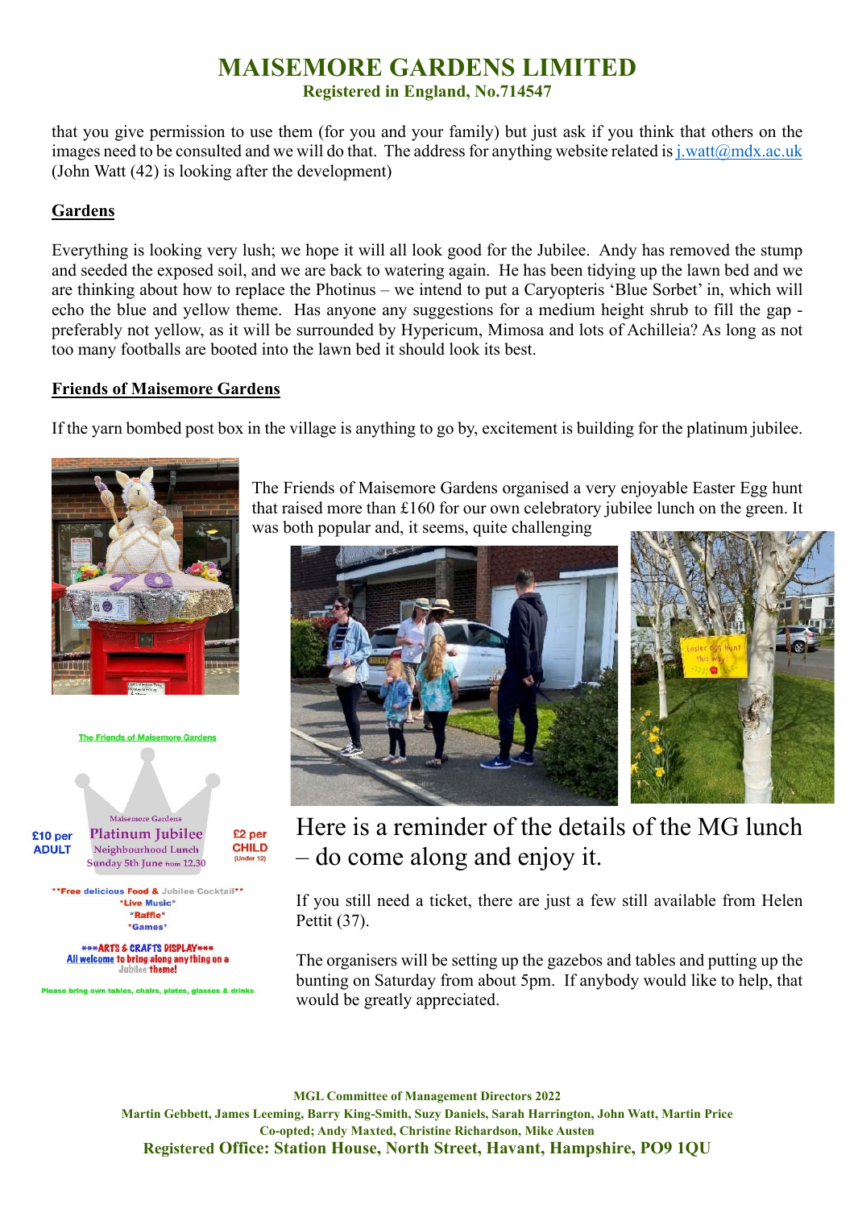# MAISEMORE GARDENS LIMITED

**Registered in England, No.714547**

that you give permission to use them (for you and your family) but just ask if you think that others on the images need to be consulted and we will do that. The address for anything website related is j.watt@mdx.ac.uk (John Watt (42) is looking after the development)

## Gardens

Everything is looking very lush; we hope it will all look good for the Jubilee. Andy has removed the stump and seeded the exposed soil, and we are back to watering again. He has been tidying up the lawn bed and we are thinking about how to replace the Photinus – we intend to put a Caryopteris 'Blue Sorbet' in, which will echo the blue and yellow theme. Has anyone any suggestions for a medium height shrub to fill the gap - preferably not yellow, as it will be surrounded by Hypericum, Mimosa and lots of Achilleia? As long as not too many footballs are booted into the lawn bed it should look its best.

## Friends of Maisemore Gardens

If the yarn bombed post box in the village is anything to go by, excitement is building for the platinum jubilee.

The Friends of Maisemore Gardens organised a very enjoyable Easter Egg hunt that raised more than £160 for our own celebratory jubilee lunch on the green. It was both popular and, it seems, quite challenging

The Friends of Maisemore Gardens

Maisemore Gardens
Platinum Jubilee
Neighbourhood Lunch
Sunday 5th June from 12.30

£10 per ADULT

£2 per CHILD (Under 12)

**Free delicious Food & Jubilee Cocktail**
*Live Music*
*Raffle*
*Games*

***ARTS & CRAFTS DISPLAY***
All welcome to bring along anything on a Jubilee theme!

Please bring own tables, chairs, plates, glasses & drinks

## Here is a reminder of the details of the MG lunch – do come along and enjoy it.

If you still need a ticket, there are just a few still available from Helen Pettit (37).

The organisers will be setting up the gazebos and tables and putting up the bunting on Saturday from about 5pm. If anybody would like to help, that would be greatly appreciated.

**MGL Committee of Management Directors 2022**
**Martin Gebbett, James Leeming, Barry King-Smith, Suzy Daniels, Sarah Harrington, John Watt, Martin Price**
**Co-opted; Andy Maxted, Christine Richardson, Mike Austen**
**Registered Office: Station House, North Street, Havant, Hampshire, PO9 1QU**